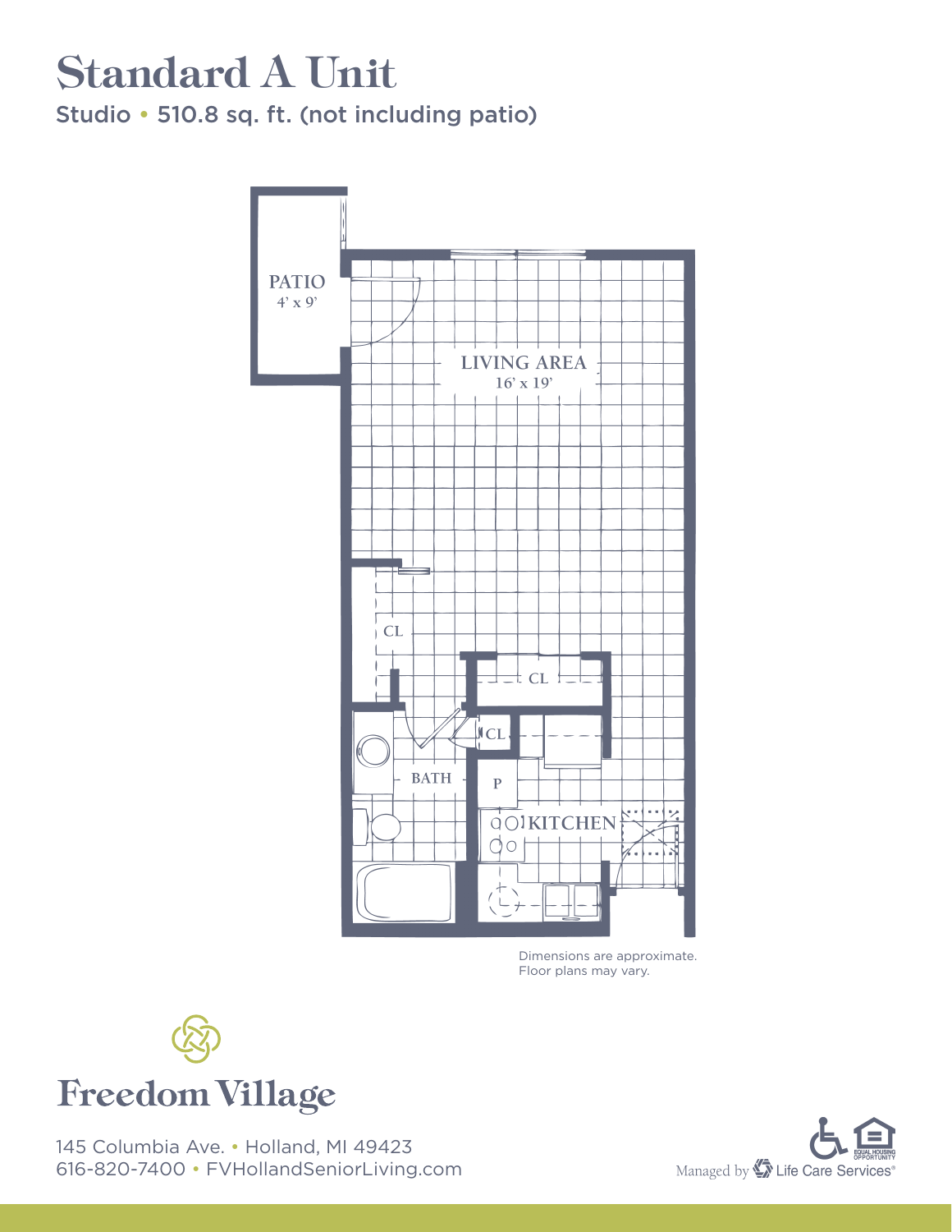# Standard A Unit

Studio • 510.8 sq. ft. (not including patio)

PATIO
4' x 9'

LIVING AREA
16' x 19'

CL

CL

CL

BATH

P

KITCHEN

Dimensions are approximate.
Floor plans may vary.

Freedom Village

145 Columbia Ave. • Holland, MI 49423
616-820-7400 • FVHollandSeniorLiving.com

Managed by Life Care Services®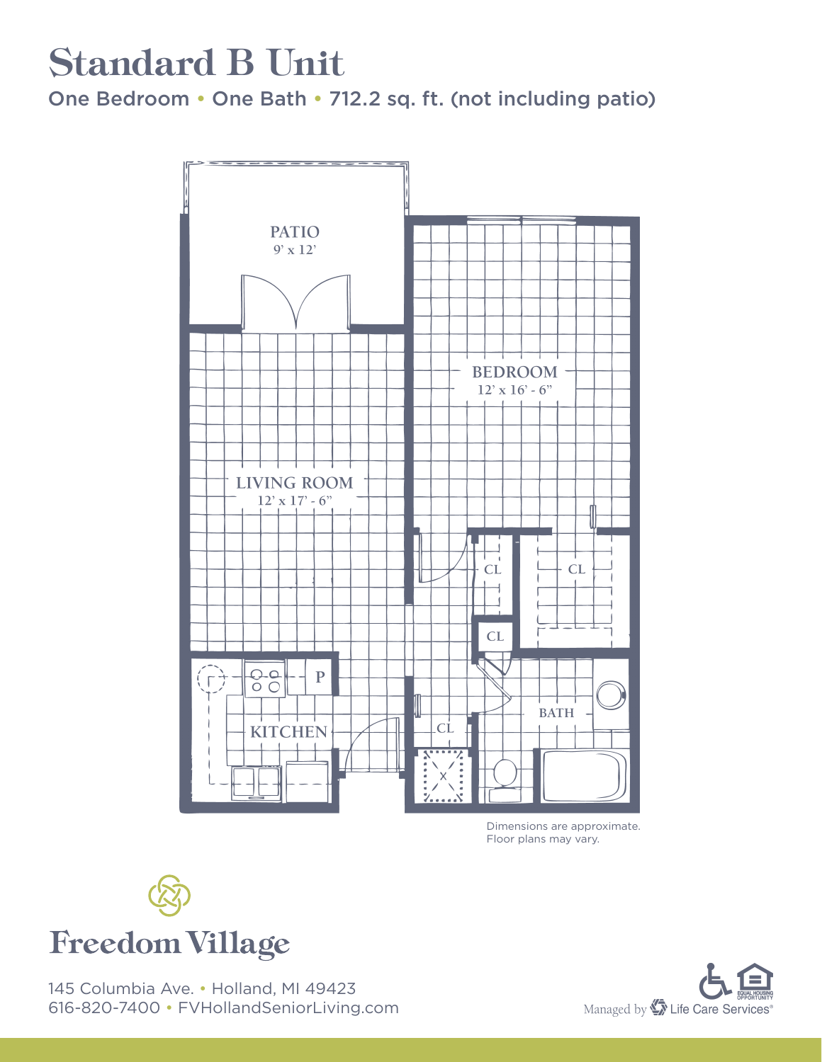# Standard B Unit

**One Bedroom • One Bath • 712.2 sq. ft. (not including patio)**

PATIO
9' x 12'

BEDROOM
12' x 16' - 6"

LIVING ROOM
12' x 17' - 6"

CL

CL

CL

CL

P

KITCHEN

BATH

Dimensions are approximate.
Floor plans may vary.

Freedom Village

145 Columbia Ave. • Holland, MI 49423
616-820-7400 • FVHollandSeniorLiving.com

Managed by Life Care Services®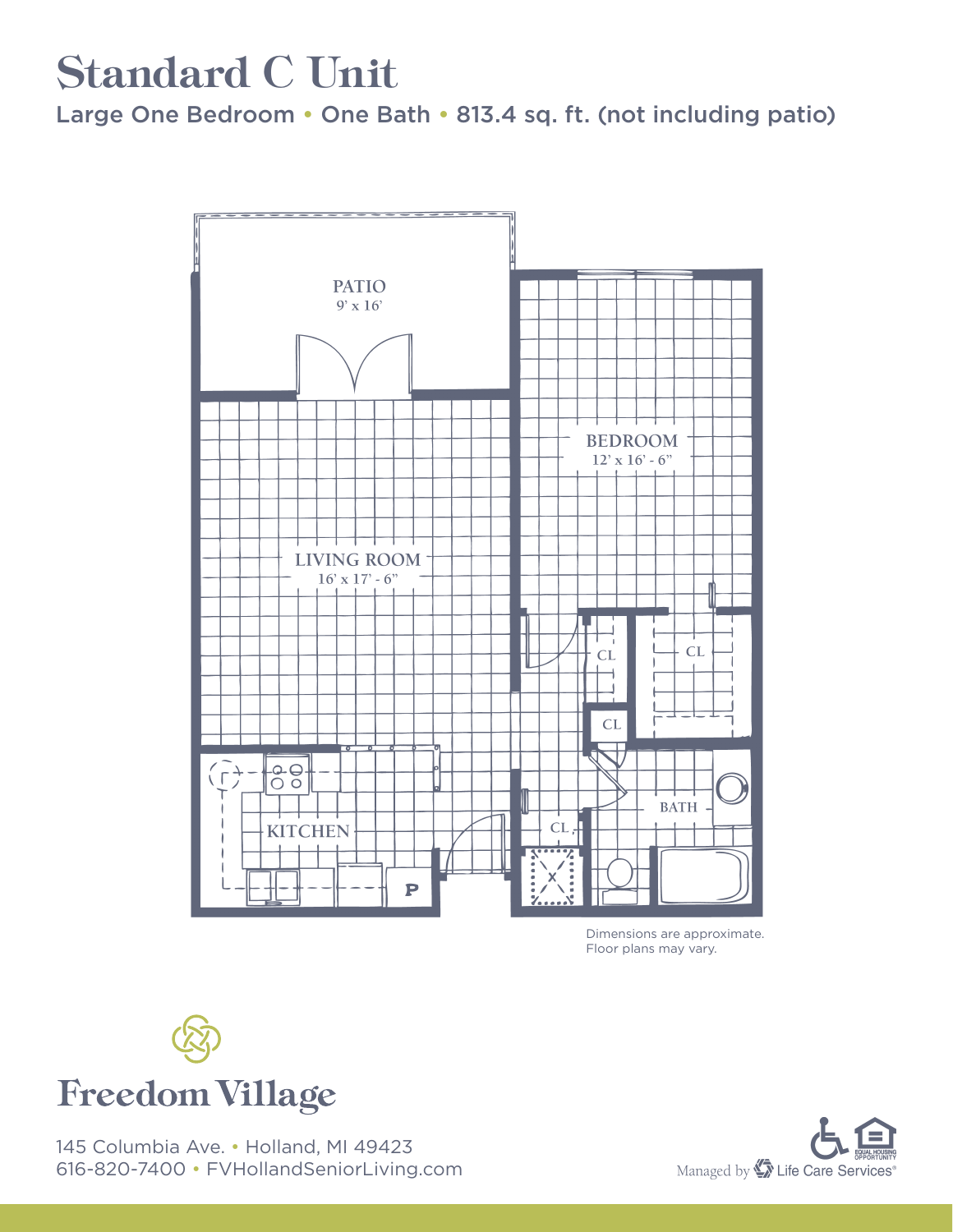# Standard C Unit

Large One Bedroom • One Bath • 813.4 sq. ft. (not including patio)

PATIO
9' x 16'

BEDROOM
12' x 16' - 6"

LIVING ROOM
16' x 17' - 6"

CL

CL

CL

KITCHEN

BATH

CL

P

Dimensions are approximate.
Floor plans may vary.

Freedom Village

145 Columbia Ave. • Holland, MI 49423
616-820-7400 • FVHollandSeniorLiving.com

Managed by Life Care Services®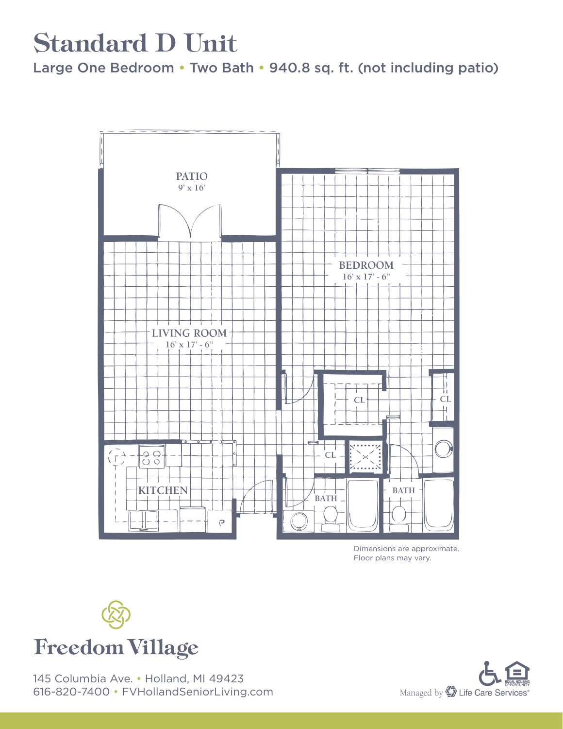# Standard D Unit

Large One Bedroom • Two Bath • 940.8 sq. ft. (not including patio)

PATIO
9' x 16'

BEDROOM
16' x 17' - 6"

LIVING ROOM
16' x 17' - 6"

CL

CL

CL

KITCHEN

BATH

BATH

Dimensions are approximate.
Floor plans may vary.

Freedom Village

145 Columbia Ave. • Holland, MI 49423
616-820-7400 • FVHollandSeniorLiving.com

Managed by Life Care Services®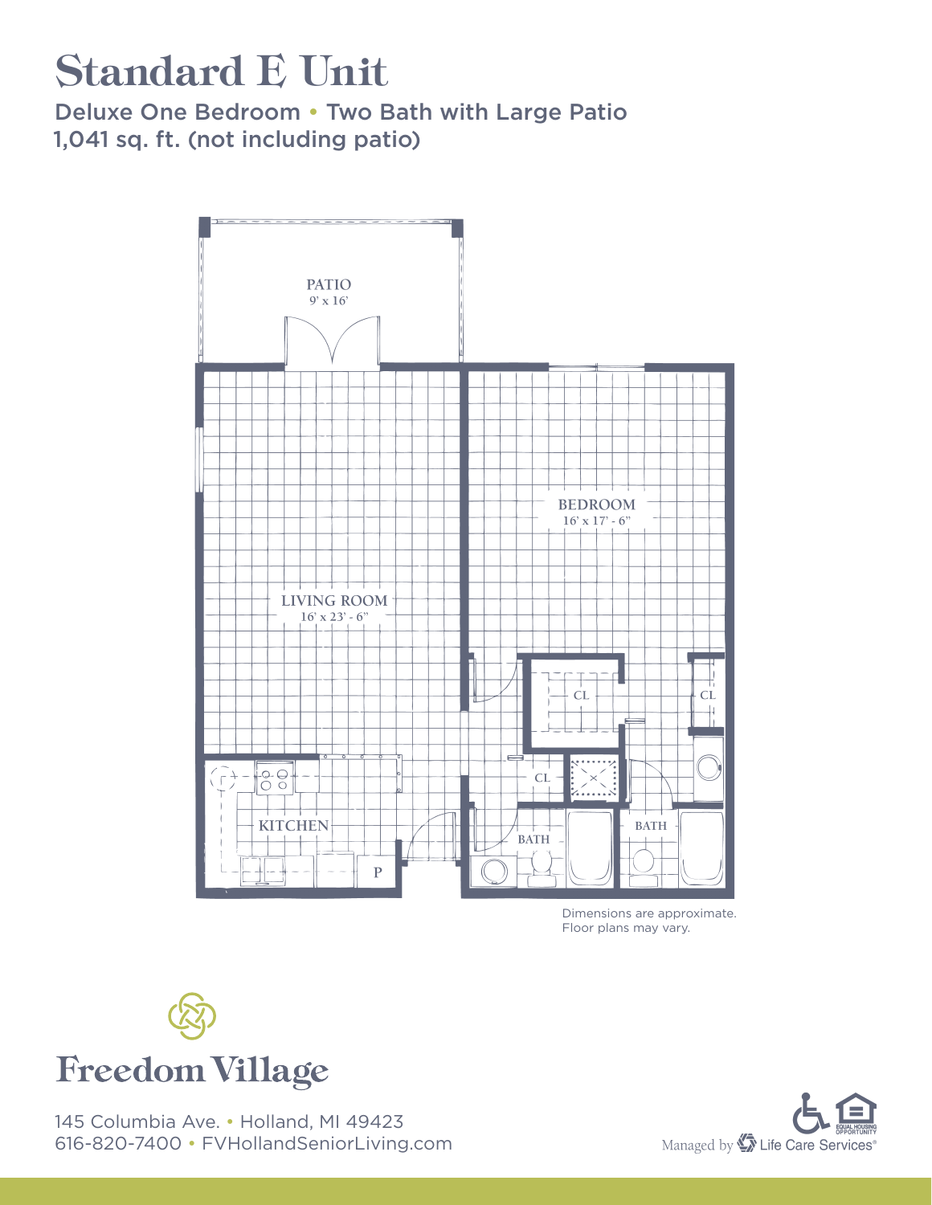# Standard E Unit

Deluxe One Bedroom • Two Bath with Large Patio

1,041 sq. ft. (not including patio)

PATIO
9' x 16'

BEDROOM
16' x 17' - 6"

LIVING ROOM
16' x 23' - 6"

CL

CL

CL

KITCHEN

P

BATH

BATH

Dimensions are approximate.
Floor plans may vary.

Freedom Village

145 Columbia Ave. • Holland, MI 49423
616-820-7400 • FVHollandSeniorLiving.com

Managed by Life Care Services®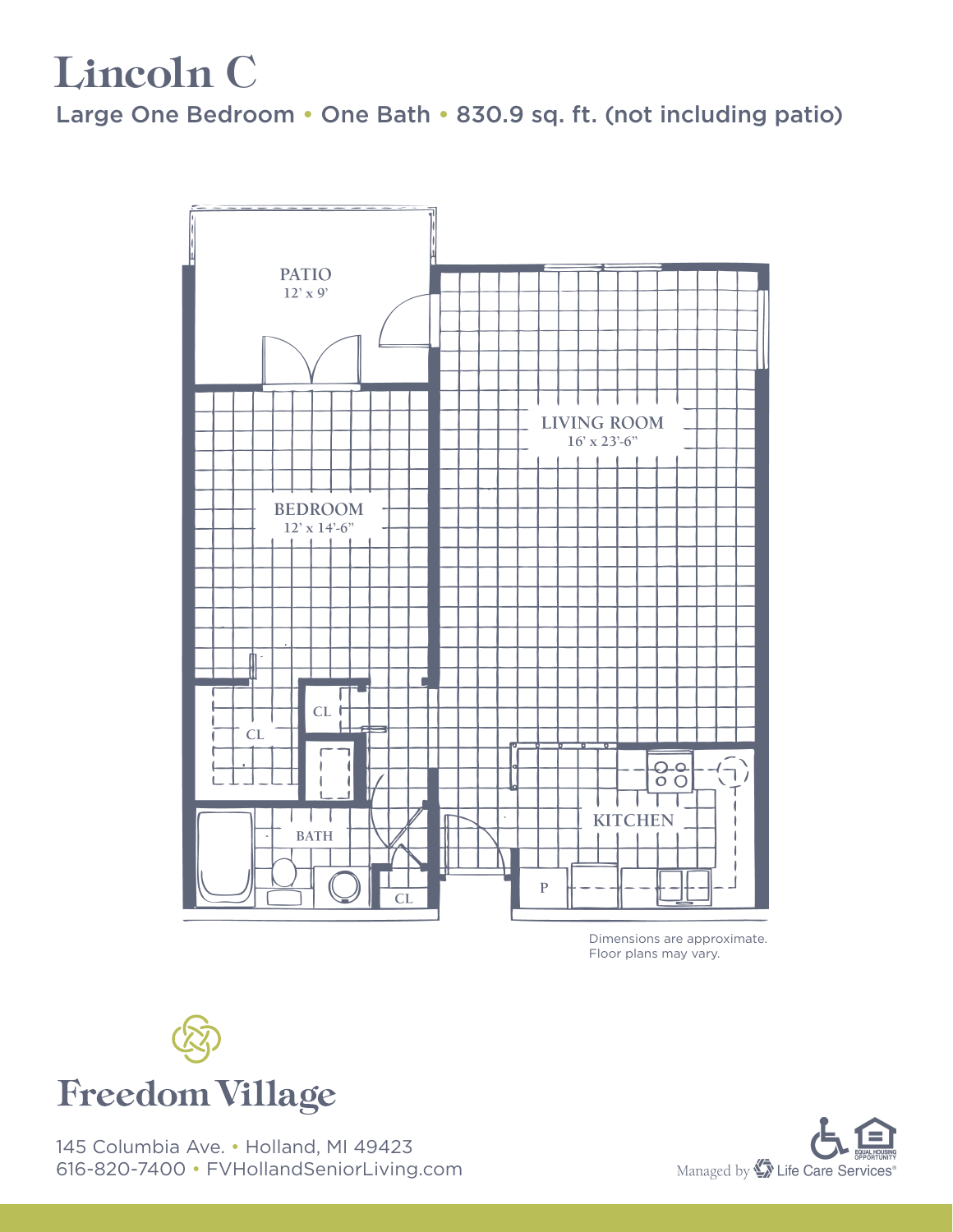# Lincoln C

## Large One Bedroom • One Bath • 830.9 sq. ft. (not including patio)

PATIO
12' x 9'

LIVING ROOM
16' x 23'-6"

BEDROOM
12' x 14'-6"

CL

CL

BATH

CL

KITCHEN

P

Dimensions are approximate.
Floor plans may vary.

Freedom Village

145 Columbia Ave. • Holland, MI 49423
616-820-7400 • FVHollandSeniorLiving.com

Managed by Life Care Services®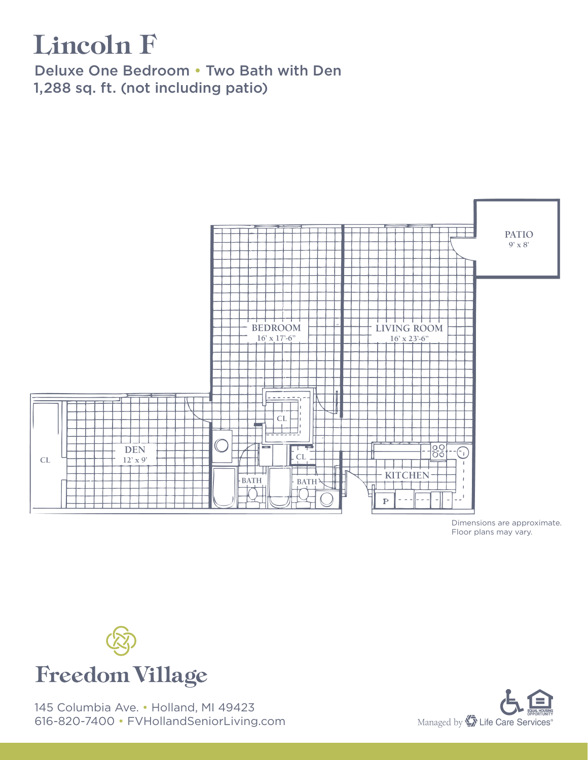# Lincoln F

Deluxe One Bedroom • Two Bath with Den
1,288 sq. ft. (not including patio)

PATIO
9' x 8'

BEDROOM
16' x 17'-6"

LIVING ROOM
16' x 23'-6"

CL

DEN
12' x 9'

CL

CL

BATH

BATH

KITCHEN

P

Dimensions are approximate.
Floor plans may vary.

Freedom Village

145 Columbia Ave. • Holland, MI 49423
616-820-7400 • FVHollandSeniorLiving.com

Managed by Life Care Services®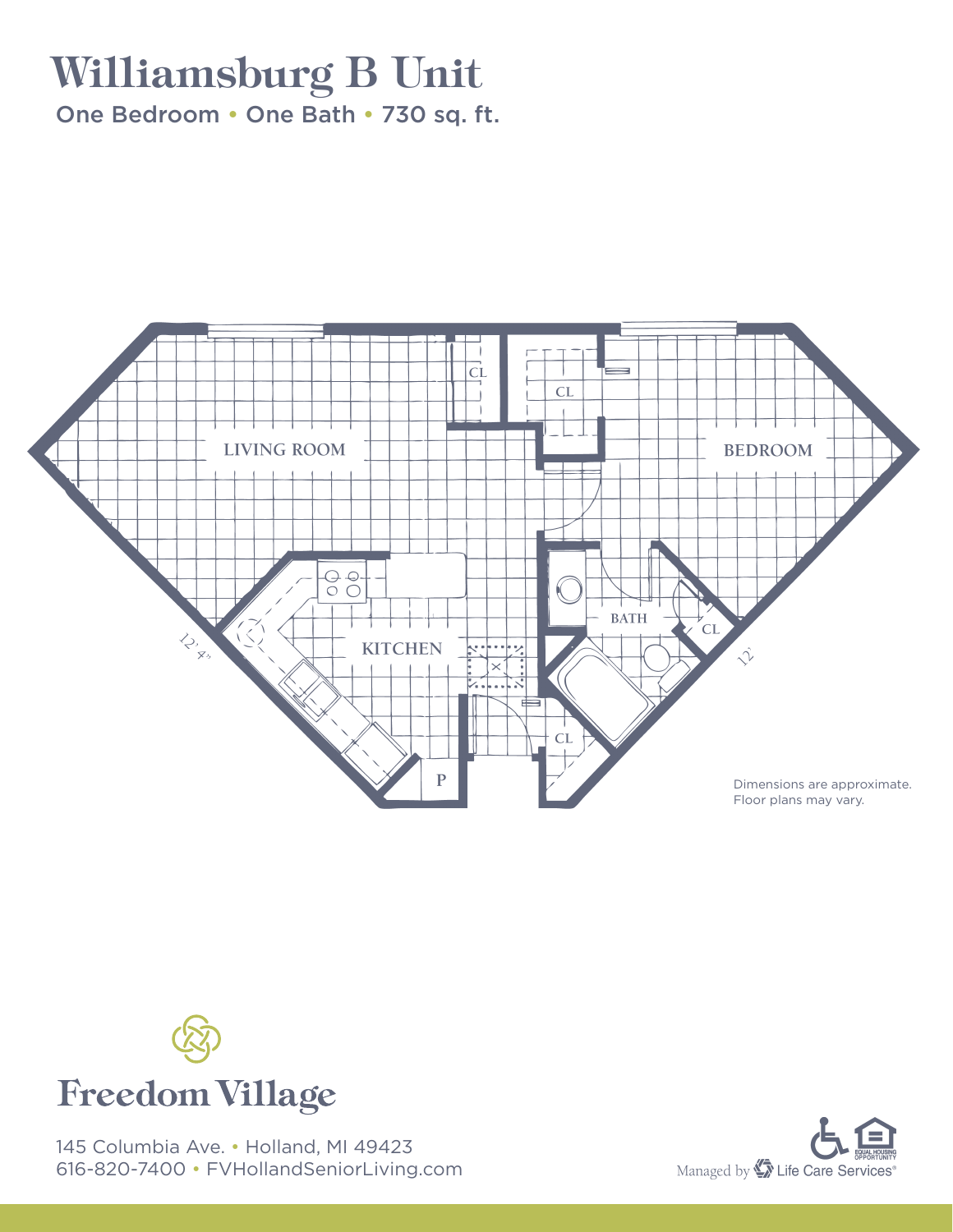# Williamsburg B Unit

One Bedroom • One Bath • 730 sq. ft.

LIVING ROOM

CL

CL

BEDROOM

KITCHEN

BATH

CL

CL

P

12' 4"

12'

Dimensions are approximate.
Floor plans may vary.

Freedom Village

145 Columbia Ave. • Holland, MI 49423
616-820-7400 • FVHollandSeniorLiving.com

Managed by Life Care Services®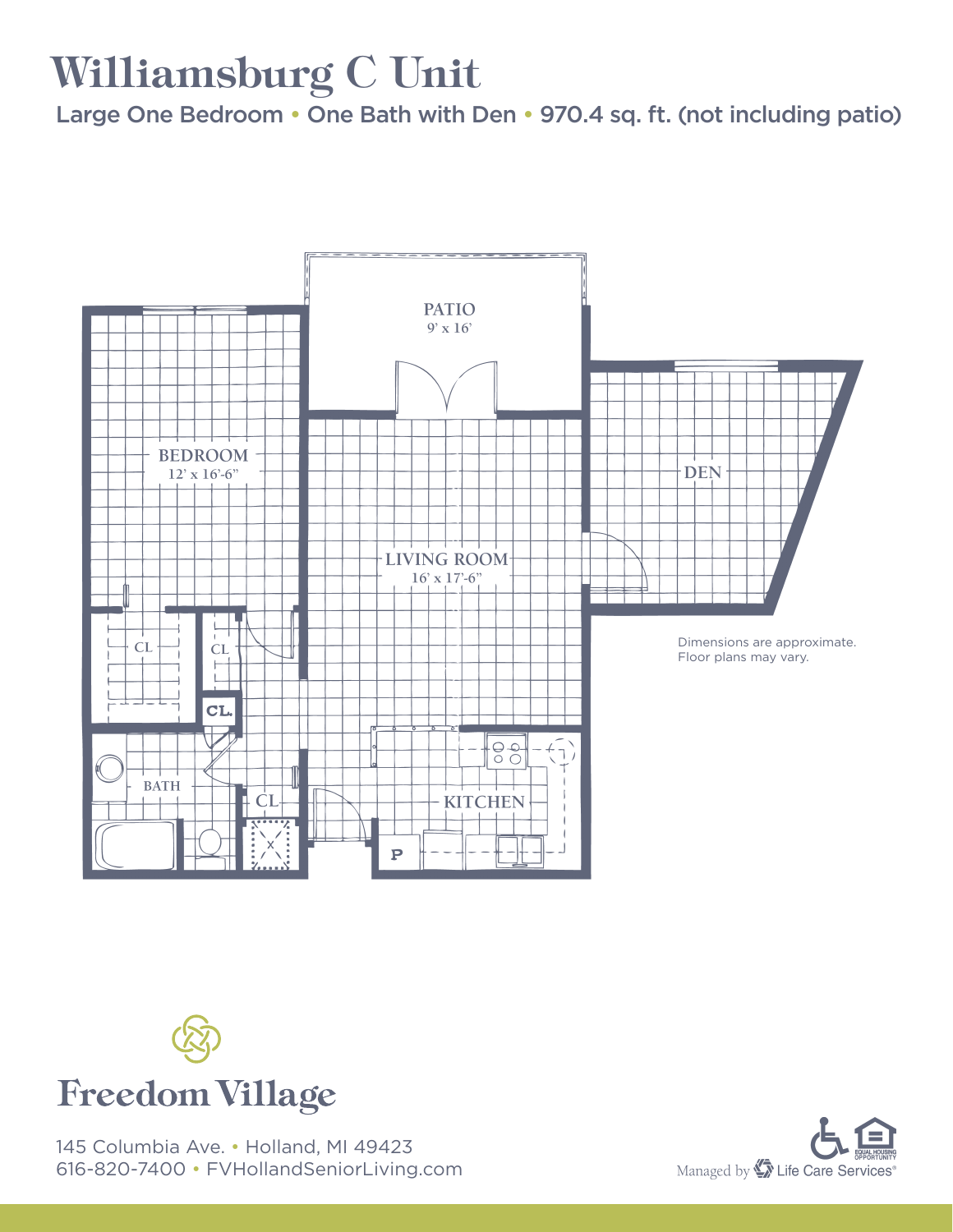# Williamsburg C Unit

**Large One Bedroom • One Bath with Den • 970.4 sq. ft. (not including patio)**

PATIO
9' x 16'

BEDROOM
12' x 16'-6"

DEN

LIVING ROOM
16' x 17'-6"

CL

CL

CL.

BATH

CL

KITCHEN

P

Dimensions are approximate.
Floor plans may vary.

Freedom Village

145 Columbia Ave. • Holland, MI 49423
616-820-7400 • FVHollandSeniorLiving.com

Managed by Life Care Services®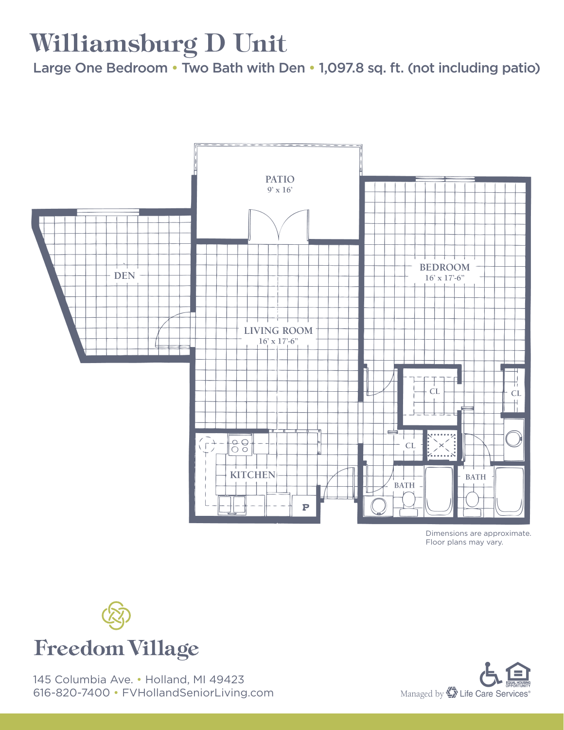# Williamsburg D Unit

Large One Bedroom • Two Bath with Den • 1,097.8 sq. ft. (not including patio)

PATIO
9' x 16'

DEN

LIVING ROOM
16' x 17'-6"

BEDROOM
16' x 17'-6"

CL

CL

CL

KITCHEN

P

BATH

BATH

Dimensions are approximate.
Floor plans may vary.

Freedom Village

145 Columbia Ave. • Holland, MI 49423
616-820-7400 • FVHollandSeniorLiving.com

Managed by Life Care Services®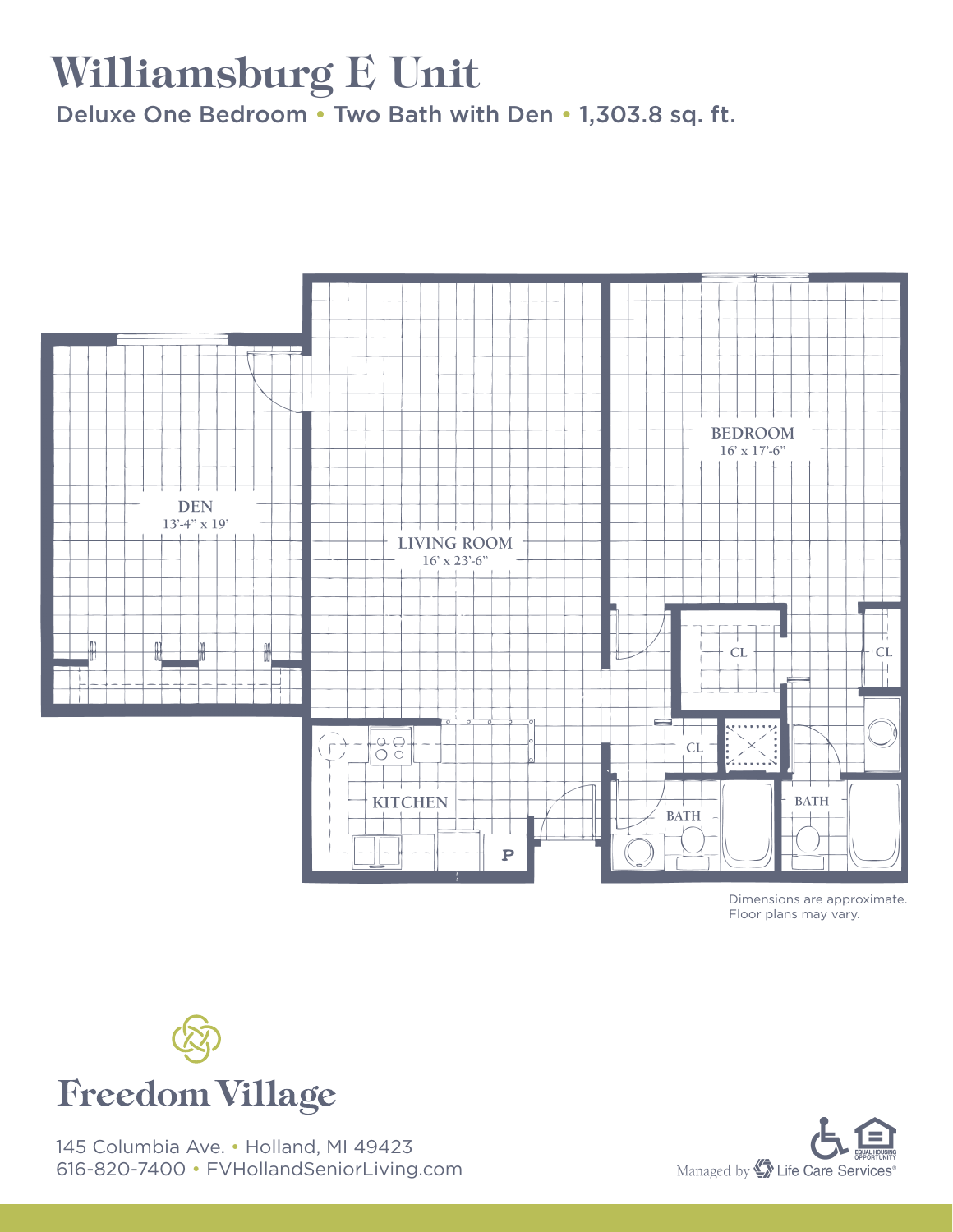# Williamsburg E Unit

Deluxe One Bedroom • Two Bath with Den • 1,303.8 sq. ft.

DEN
13'-4" x 19'

LIVING ROOM
16' x 23'-6"

BEDROOM
16' x 17'-6"

KITCHEN

P

CL

CL

CL

BATH

BATH

Dimensions are approximate.
Floor plans may vary.

Freedom Village

145 Columbia Ave. • Holland, MI 49423
616-820-7400 • FVHollandSeniorLiving.com

EQUAL HOUSING OPPORTUNITY

Managed by Life Care Services®